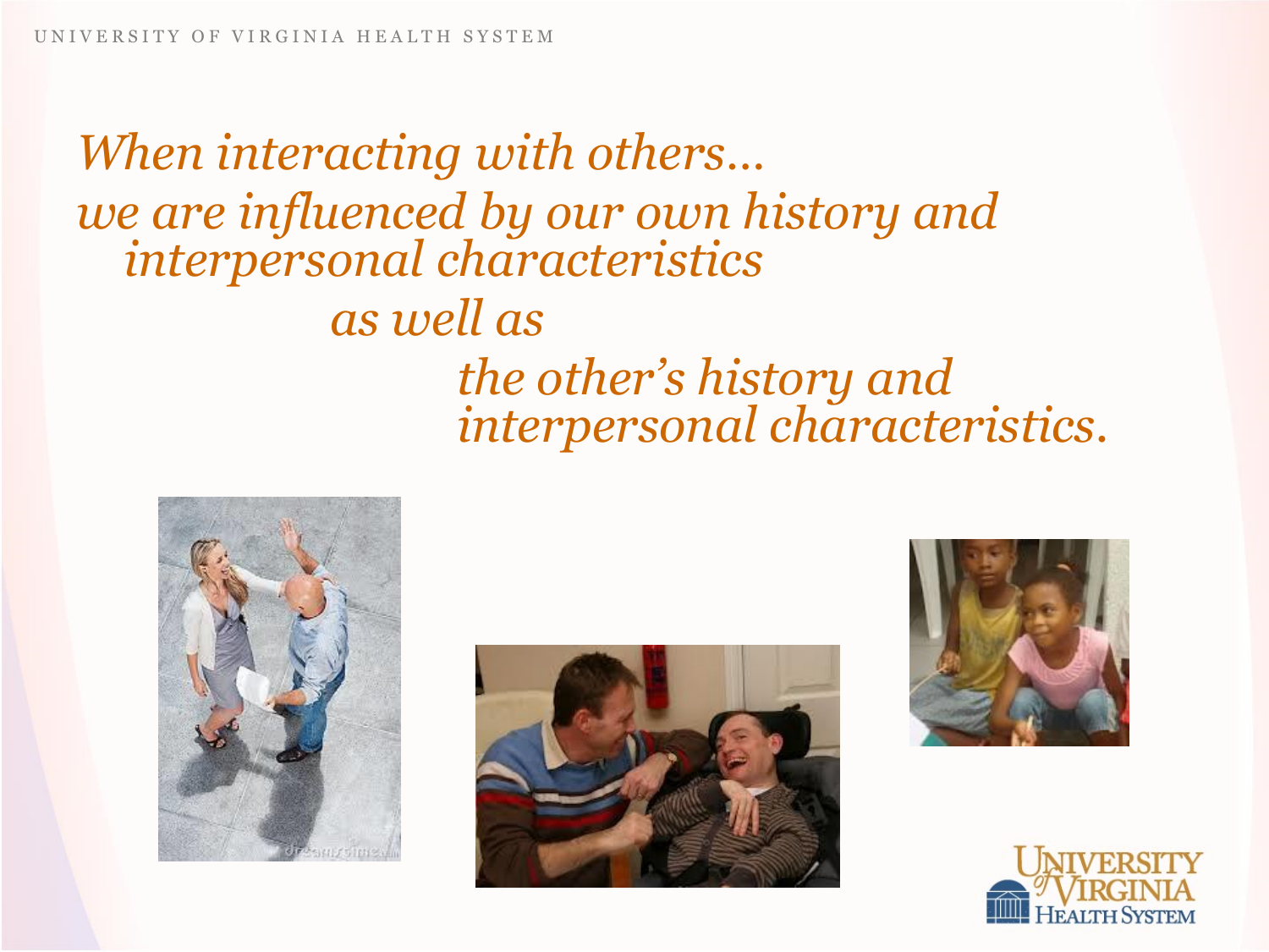*When interacting with others…*

*we are influenced by our own history and interpersonal characteristics*

*as well as*

*the other's history and interpersonal characteristics.*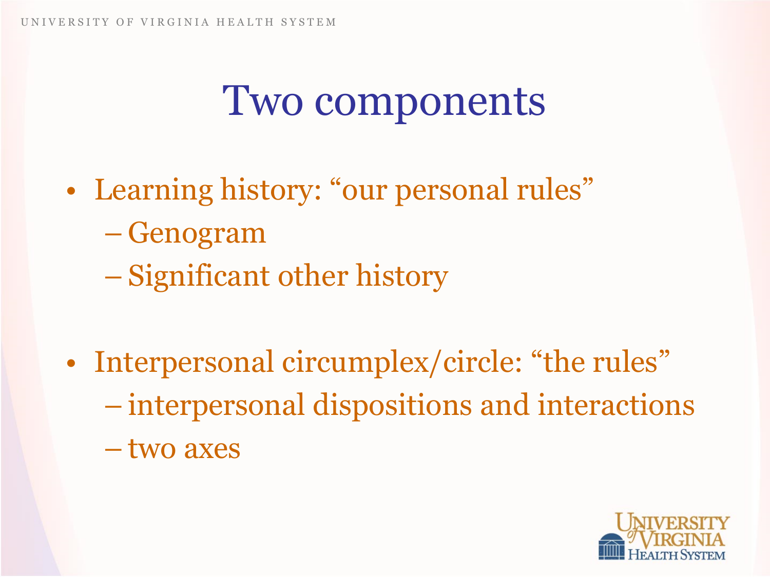# Two components

- Learning history: "our personal rules"
  - Genogram
  - Significant other history
- Interpersonal circumplex/circle: "the rules"
  - interpersonal dispositions and interactions
  - two axes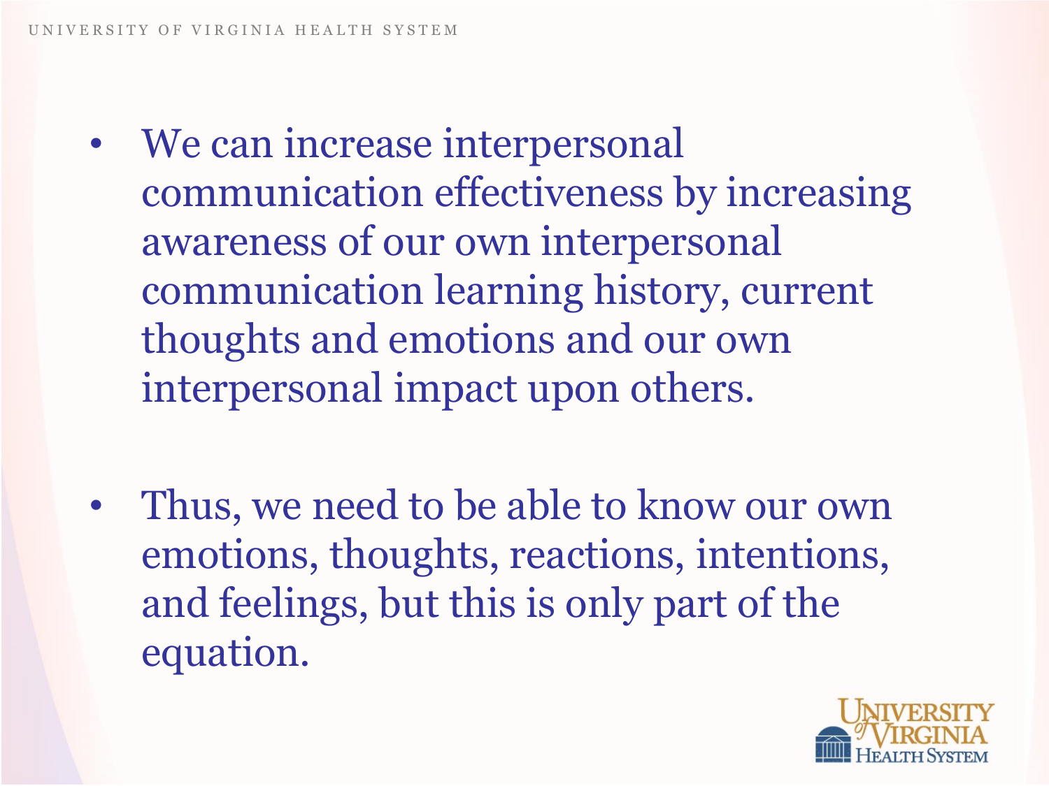- We can increase interpersonal communication effectiveness by increasing awareness of our own interpersonal communication learning history, current thoughts and emotions and our own interpersonal impact upon others.

- Thus, we need to be able to know our own emotions, thoughts, reactions, intentions, and feelings, but this is only part of the equation.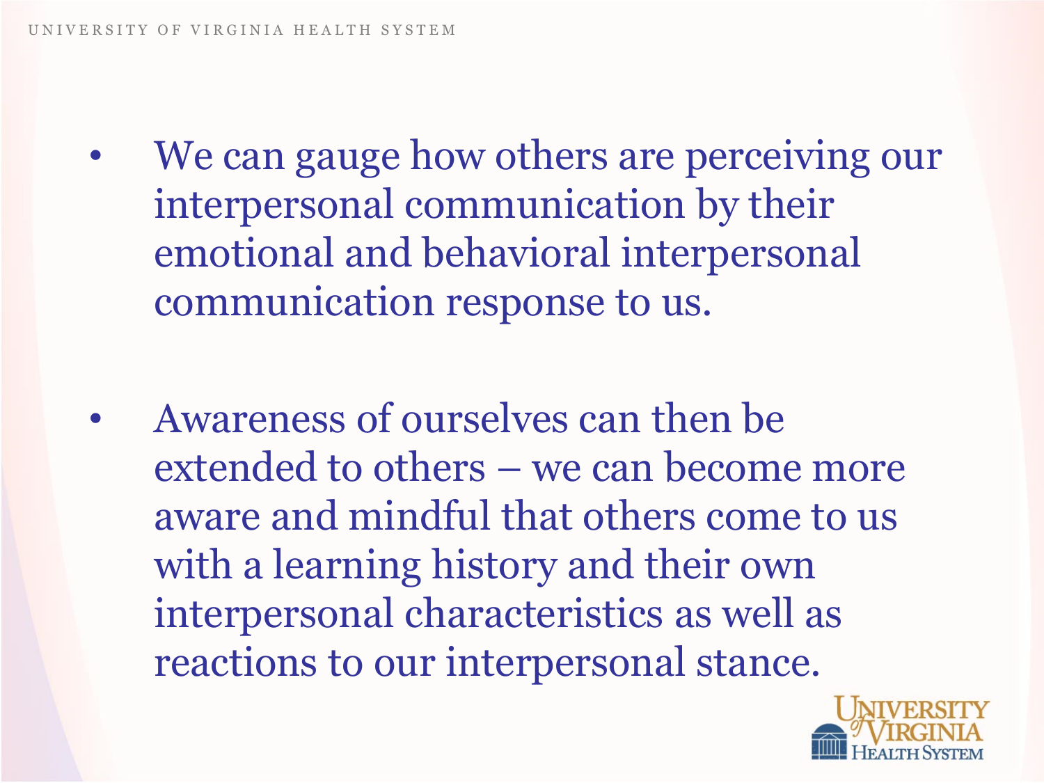- We can gauge how others are perceiving our interpersonal communication by their emotional and behavioral interpersonal communication response to us.

- Awareness of ourselves can then be extended to others – we can become more aware and mindful that others come to us with a learning history and their own interpersonal characteristics as well as reactions to our interpersonal stance.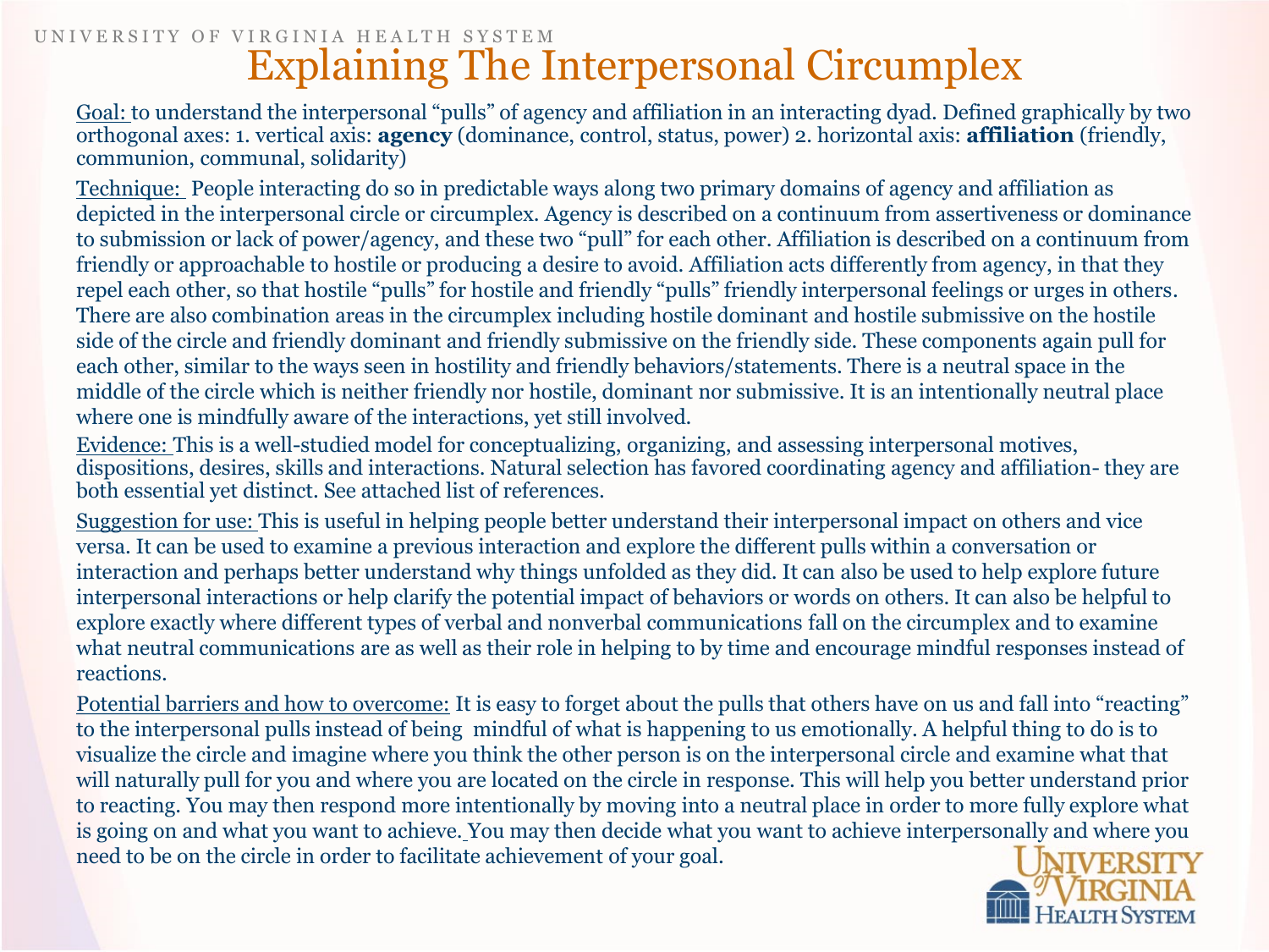# Explaining The Interpersonal Circumplex

Goal: to understand the interpersonal "pulls" of agency and affiliation in an interacting dyad. Defined graphically by two orthogonal axes: 1. vertical axis: **agency** (dominance, control, status, power) 2. horizontal axis: **affiliation** (friendly, communion, communal, solidarity)

Technique: People interacting do so in predictable ways along two primary domains of agency and affiliation as depicted in the interpersonal circle or circumplex. Agency is described on a continuum from assertiveness or dominance to submission or lack of power/agency, and these two "pull" for each other. Affiliation is described on a continuum from friendly or approachable to hostile or producing a desire to avoid. Affiliation acts differently from agency, in that they repel each other, so that hostile "pulls" for hostile and friendly "pulls" friendly interpersonal feelings or urges in others. There are also combination areas in the circumplex including hostile dominant and hostile submissive on the hostile side of the circle and friendly dominant and friendly submissive on the friendly side. These components again pull for each other, similar to the ways seen in hostility and friendly behaviors/statements. There is a neutral space in the middle of the circle which is neither friendly nor hostile, dominant nor submissive. It is an intentionally neutral place where one is mindfully aware of the interactions, yet still involved.

Evidence: This is a well-studied model for conceptualizing, organizing, and assessing interpersonal motives, dispositions, desires, skills and interactions. Natural selection has favored coordinating agency and affiliation- they are both essential yet distinct. See attached list of references.

Suggestion for use: This is useful in helping people better understand their interpersonal impact on others and vice versa. It can be used to examine a previous interaction and explore the different pulls within a conversation or interaction and perhaps better understand why things unfolded as they did. It can also be used to help explore future interpersonal interactions or help clarify the potential impact of behaviors or words on others. It can also be helpful to explore exactly where different types of verbal and nonverbal communications fall on the circumplex and to examine what neutral communications are as well as their role in helping to by time and encourage mindful responses instead of reactions.

Potential barriers and how to overcome: It is easy to forget about the pulls that others have on us and fall into "reacting" to the interpersonal pulls instead of being mindful of what is happening to us emotionally. A helpful thing to do is to visualize the circle and imagine where you think the other person is on the interpersonal circle and examine what that will naturally pull for you and where you are located on the circle in response. This will help you better understand prior to reacting. You may then respond more intentionally by moving into a neutral place in order to more fully explore what is going on and what you want to achieve. You may then decide what you want to achieve interpersonally and where you need to be on the circle in order to facilitate achievement of your goal.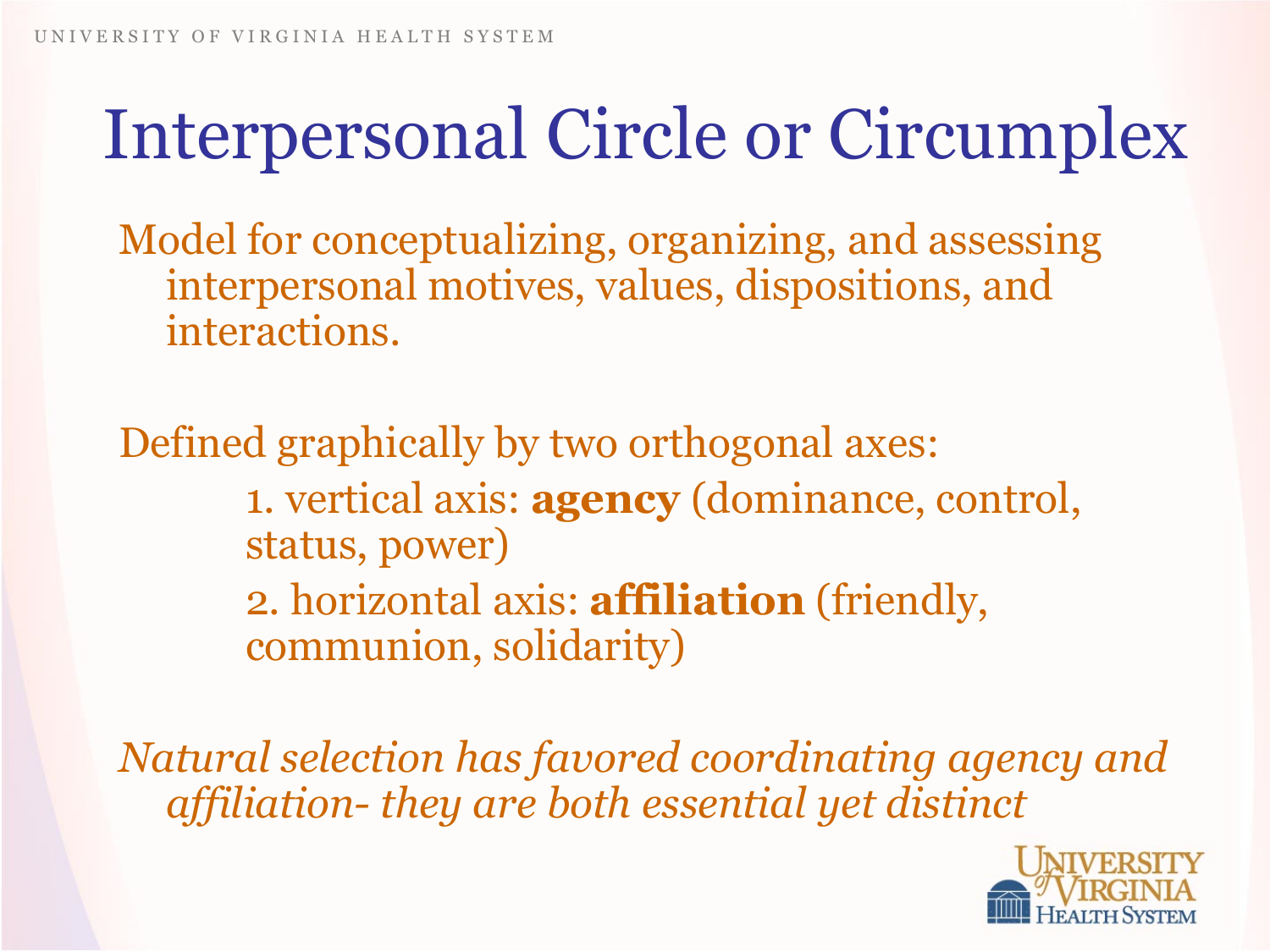# Interpersonal Circle or Circumplex

Model for conceptualizing, organizing, and assessing interpersonal motives, values, dispositions, and interactions.

Defined graphically by two orthogonal axes:

1. vertical axis: **agency** (dominance, control, status, power)
2. horizontal axis: **affiliation** (friendly, communion, solidarity)

*Natural selection has favored coordinating agency and affiliation- they are both essential yet distinct*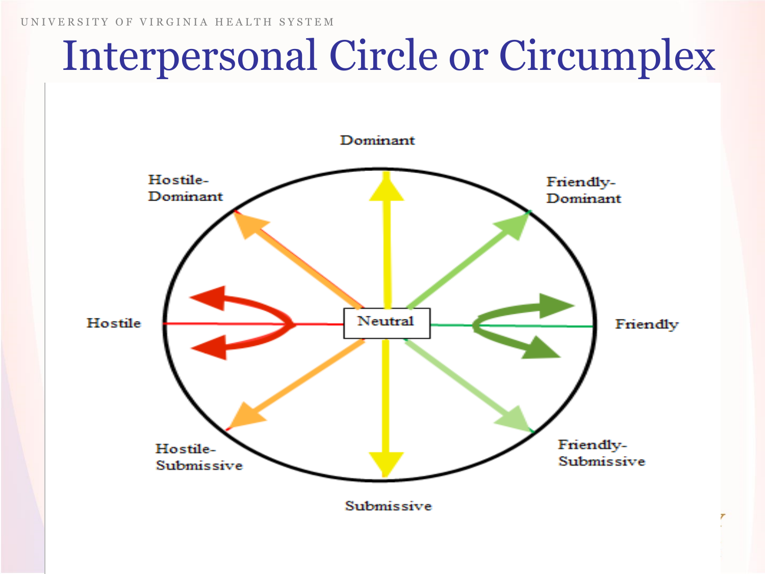# Interpersonal Circle or Circumplex

Dominant

Hostile-Dominant

Friendly-Dominant

Hostile

Neutral

Friendly

Hostile-Submissive

Friendly-Submissive

Submissive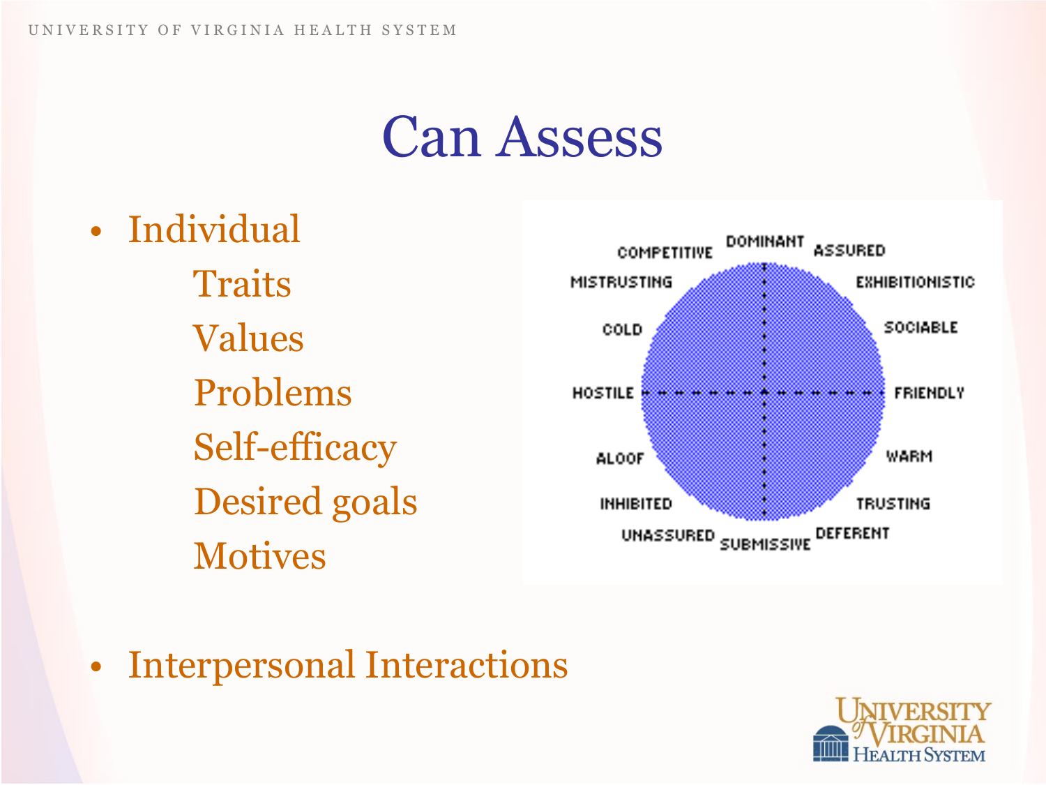# Can Assess

- Individual
  - Traits
  - Values
  - Problems
  - Self-efficacy
  - Desired goals
  - Motives

COMPETITIVE DOMINANT ASSURED

MISTRUSTING EXHIBITIONISTIC

COLD SOCIABLE

HOSTILE FRIENDLY

ALOOF WARM

INHIBITED TRUSTING

UNASSURED SUBMISSIVE DEFERENT

- Interpersonal Interactions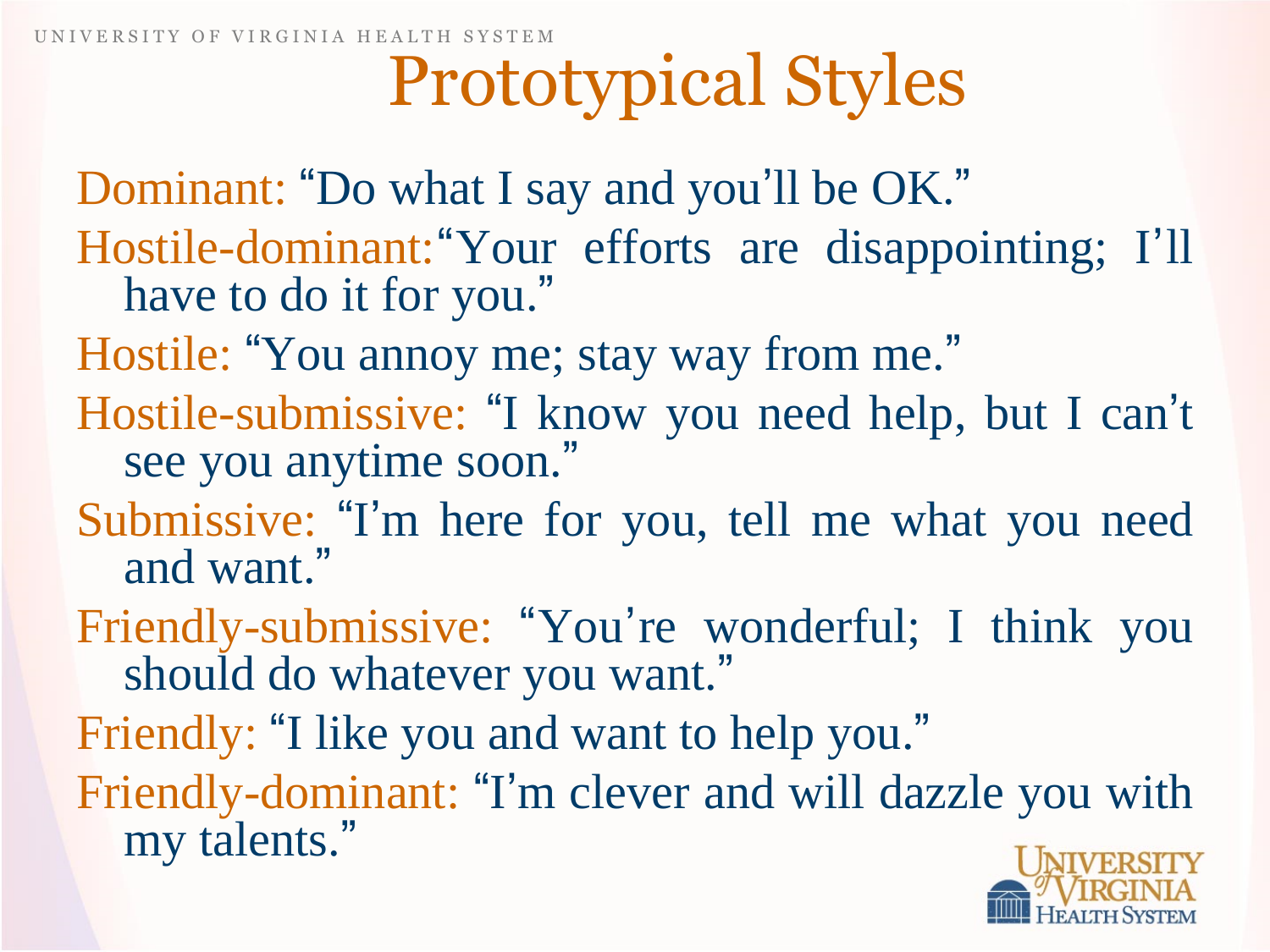# Prototypical Styles

- Dominant: "Do what I say and you'll be OK."
- Hostile-dominant: "Your efforts are disappointing; I'll have to do it for you."
- Hostile: "You annoy me; stay way from me."
- Hostile-submissive: "I know you need help, but I can't see you anytime soon."
- Submissive: "I'm here for you, tell me what you need and want."
- Friendly-submissive: "You're wonderful; I think you should do whatever you want."
- Friendly: "I like you and want to help you."
- Friendly-dominant: "I'm clever and will dazzle you with my talents."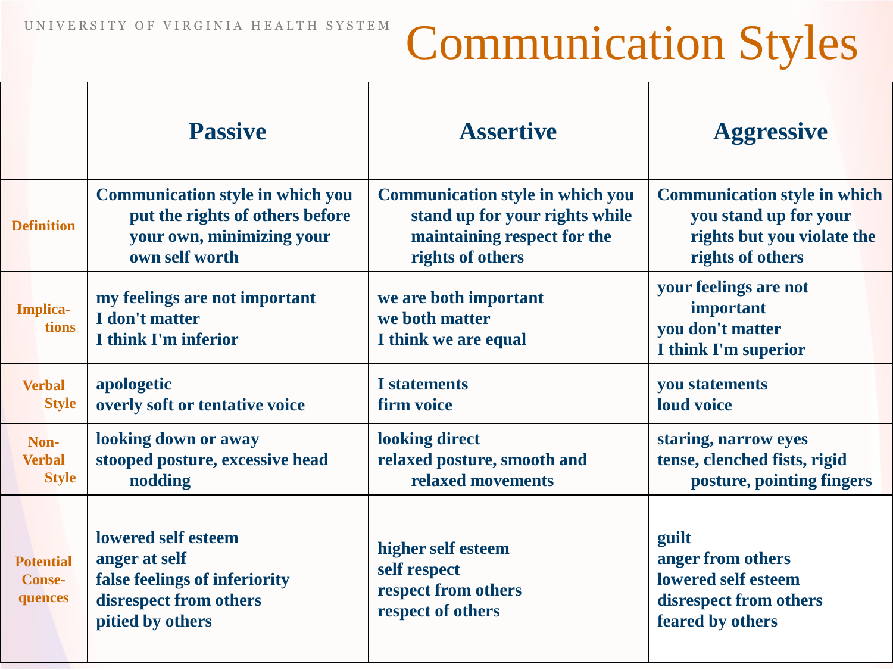# Communication Styles

|  | Passive | Assertive | Aggressive |
|---|---|---|---|
| Definition | Communication style in which you put the rights of others before your own, minimizing your own self worth | Communication style in which you stand up for your rights while maintaining respect for the rights of others | Communication style in which you stand up for your rights but you violate the rights of others |
| Implications | my feelings are not important<br>I don't matter<br>I think I'm inferior | we are both important<br>we both matter<br>I think we are equal | your feelings are not important<br>you don't matter<br>I think I'm superior |
| Verbal Style | apologetic<br>overly soft or tentative voice | I statements<br>firm voice | you statements<br>loud voice |
| Non-Verbal Style | looking down or away<br>stooped posture, excessive head nodding | looking direct<br>relaxed posture, smooth and relaxed movements | staring, narrow eyes<br>tense, clenched fists, rigid posture, pointing fingers |
| Potential Consequences | lowered self esteem<br>anger at self<br>false feelings of inferiority<br>disrespect from others<br>pitied by others | higher self esteem<br>self respect<br>respect from others<br>respect of others | guilt<br>anger from others<br>lowered self esteem<br>disrespect from others<br>feared by others |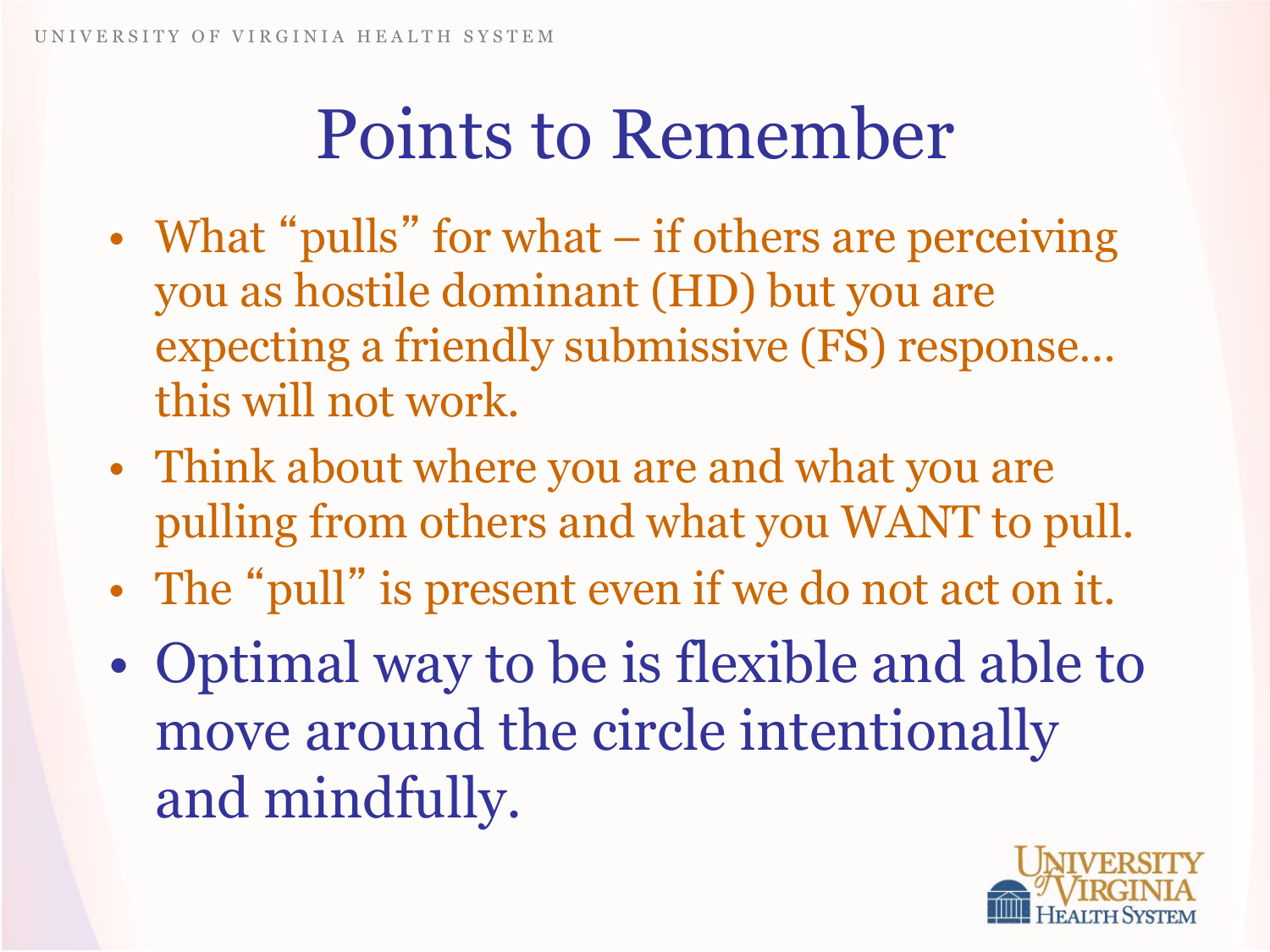# Points to Remember

- What "pulls" for what – if others are perceiving you as hostile dominant (HD) but you are expecting a friendly submissive (FS) response… this will not work.
- Think about where you are and what you are pulling from others and what you WANT to pull.
- The "pull" is present even if we do not act on it.
- Optimal way to be is flexible and able to move around the circle intentionally and mindfully.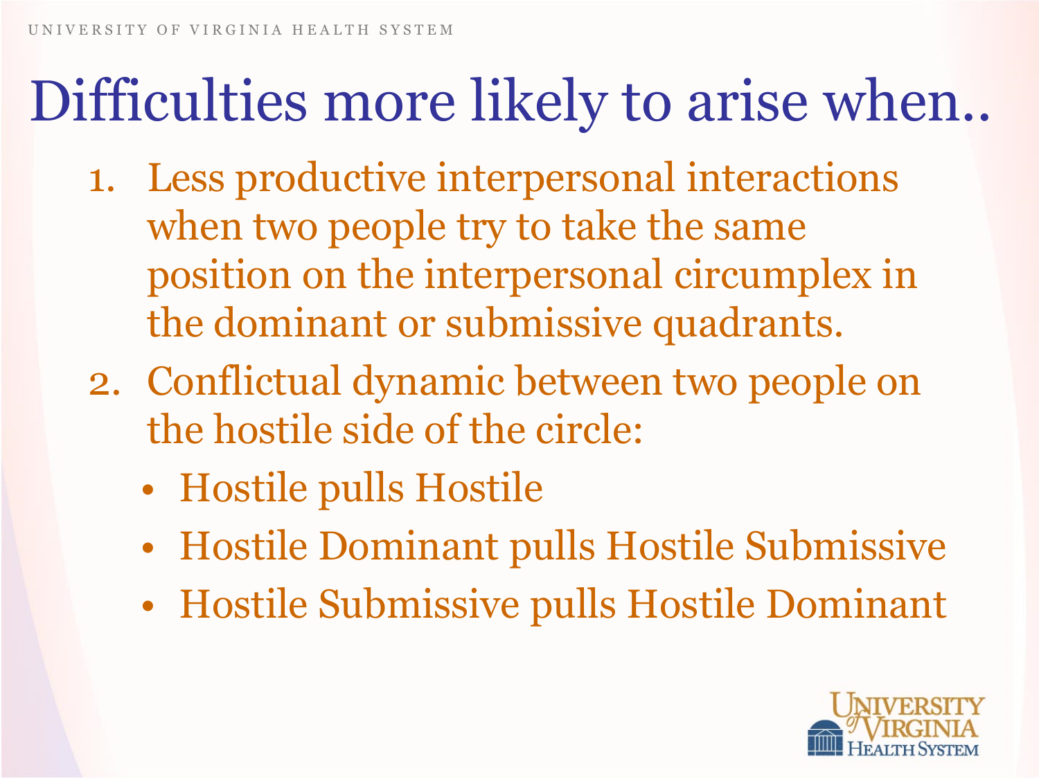# Difficulties more likely to arise when..

1. Less productive interpersonal interactions when two people try to take the same position on the interpersonal circumplex in the dominant or submissive quadrants.
2. Conflictual dynamic between two people on the hostile side of the circle:
   - Hostile pulls Hostile
   - Hostile Dominant pulls Hostile Submissive
   - Hostile Submissive pulls Hostile Dominant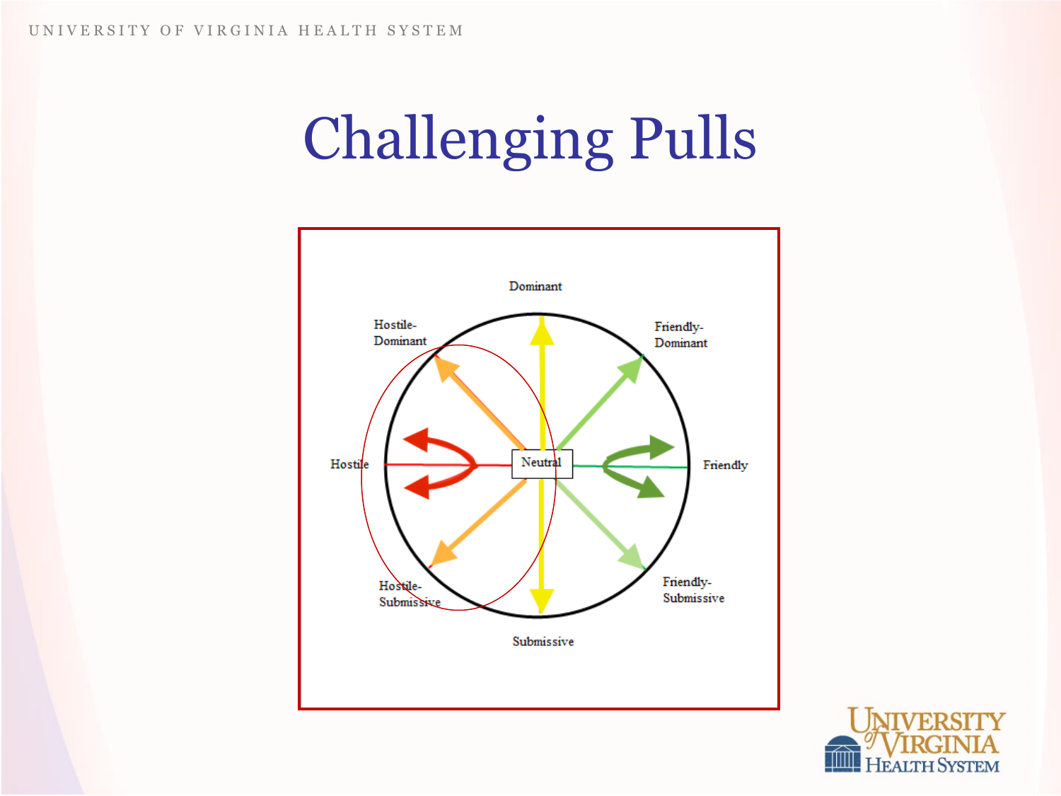# Challenging Pulls

Dominant

Hostile-Dominant

Friendly-Dominant

Hostile

Neutral

Friendly

Hostile-Submissive

Friendly-Submissive

Submissive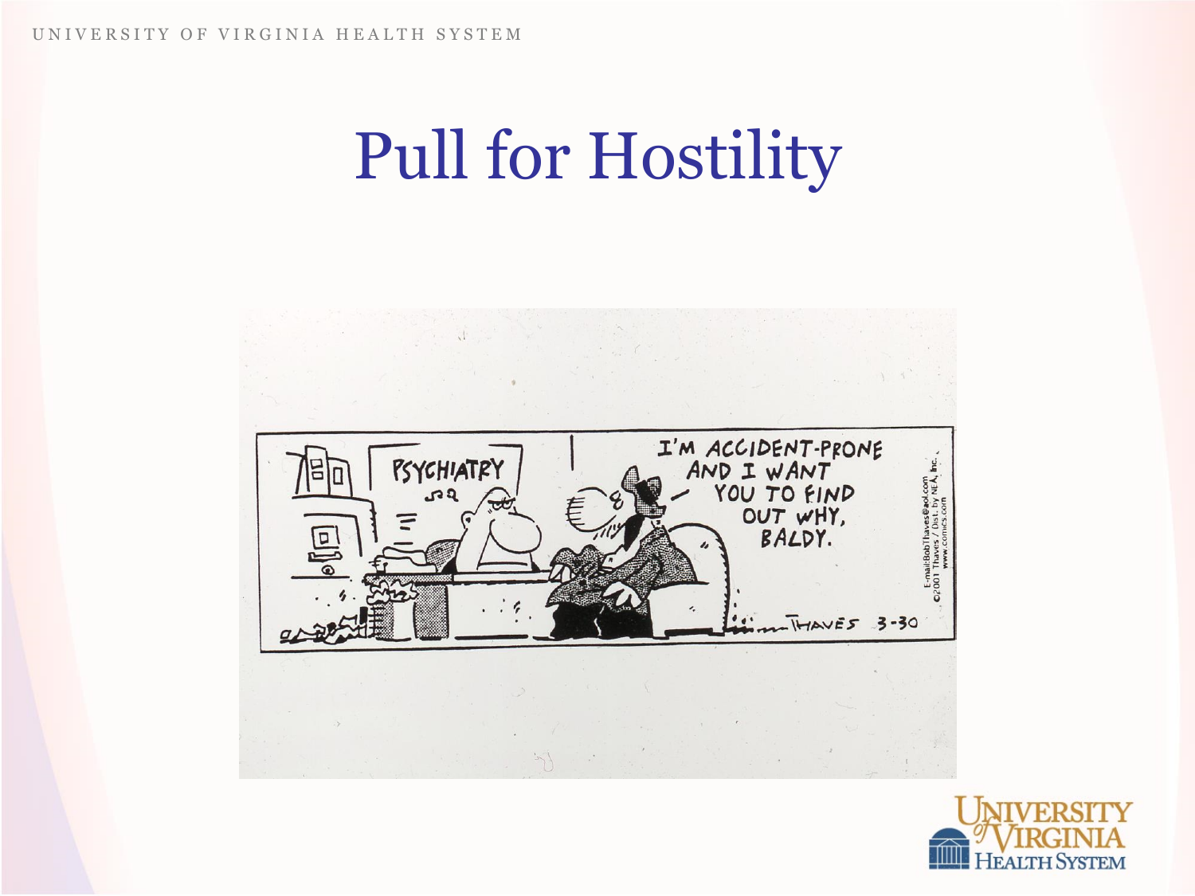# Pull for Hostility

PSYCHIATRY

I'M ACCIDENT-PRONE AND I WANT YOU TO FIND OUT WHY, BALDY.

THAVES 3-30

E-mail: BobThaves@aol.com ©2001 Thaves / Dist. by NEA, Inc. www.comics.com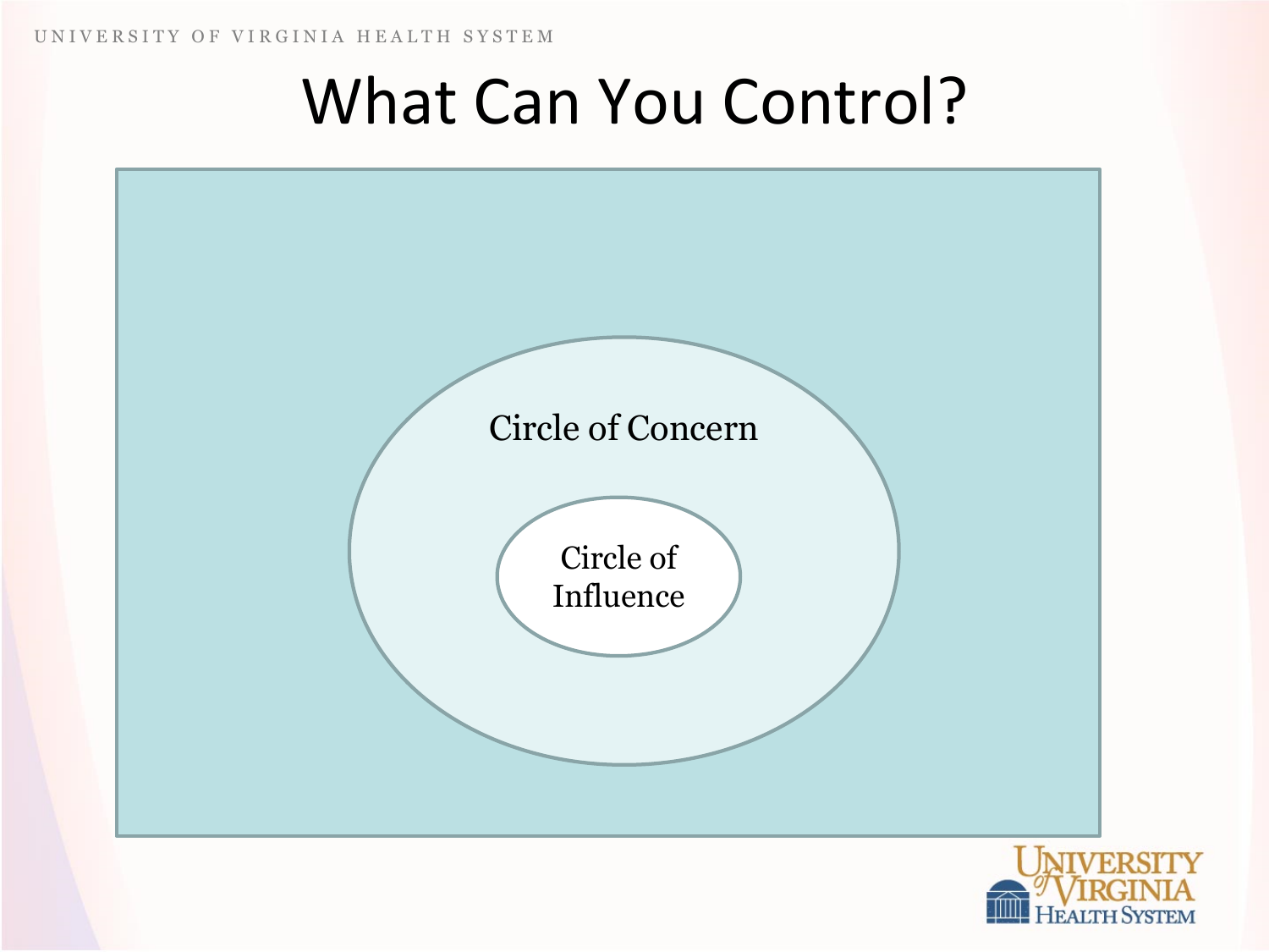# What Can You Control?

Circle of Concern

Circle of Influence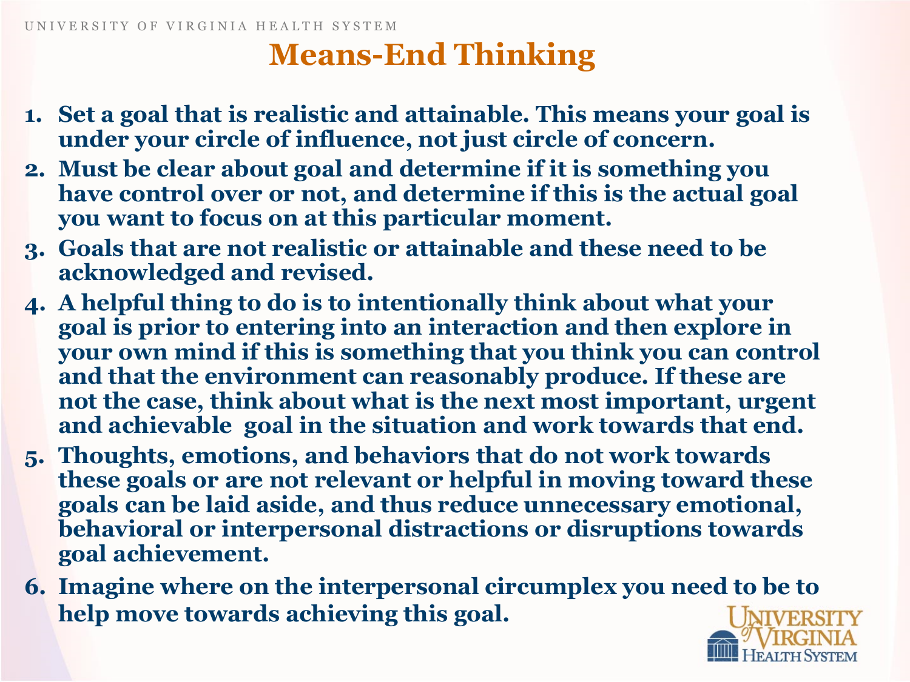# Means-End Thinking

1. Set a goal that is realistic and attainable. This means your goal is under your circle of influence, not just circle of concern.
2. Must be clear about goal and determine if it is something you have control over or not, and determine if this is the actual goal you want to focus on at this particular moment.
3. Goals that are not realistic or attainable and these need to be acknowledged and revised.
4. A helpful thing to do is to intentionally think about what your goal is prior to entering into an interaction and then explore in your own mind if this is something that you think you can control and that the environment can reasonably produce. If these are not the case, think about what is the next most important, urgent and achievable goal in the situation and work towards that end.
5. Thoughts, emotions, and behaviors that do not work towards these goals or are not relevant or helpful in moving toward these goals can be laid aside, and thus reduce unnecessary emotional, behavioral or interpersonal distractions or disruptions towards goal achievement.
6. Imagine where on the interpersonal circumplex you need to be to help move towards achieving this goal.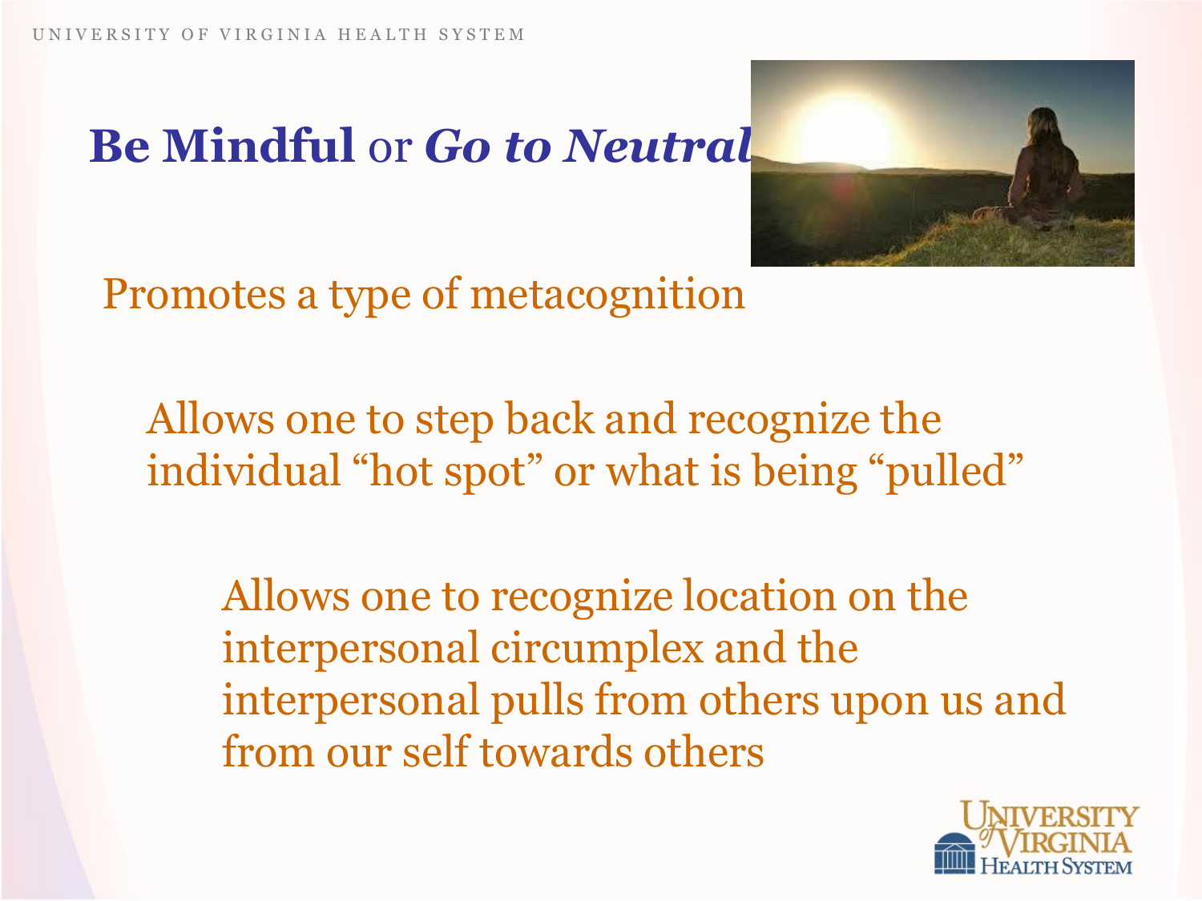# **Be Mindful** or ***Go to Neutral***

Promotes a type of metacognition

- Allows one to step back and recognize the individual “hot spot” or what is being “pulled”
  - Allows one to recognize location on the interpersonal circumplex and the interpersonal pulls from others upon us and from our self towards others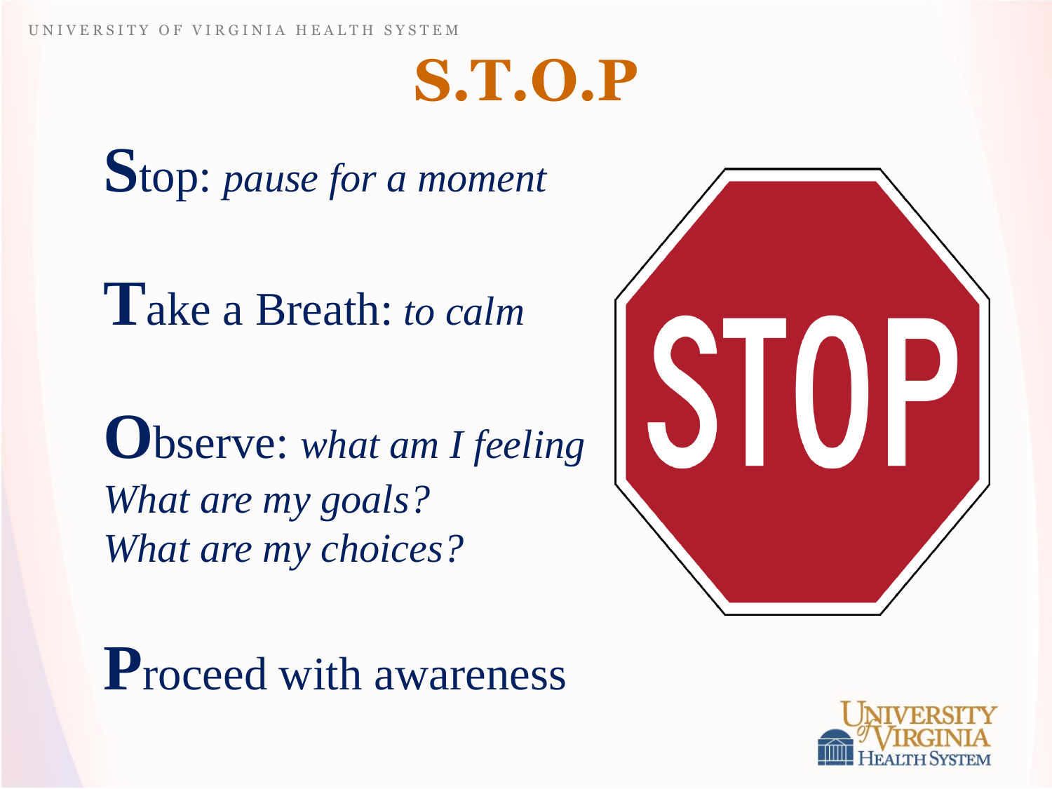# S.T.O.P

**S**top: *pause for a moment*

**T**ake a Breath: *to calm*

**O**bserve: *what am I feeling*
*What are my goals?*
*What are my choices?*

**P**roceed with awareness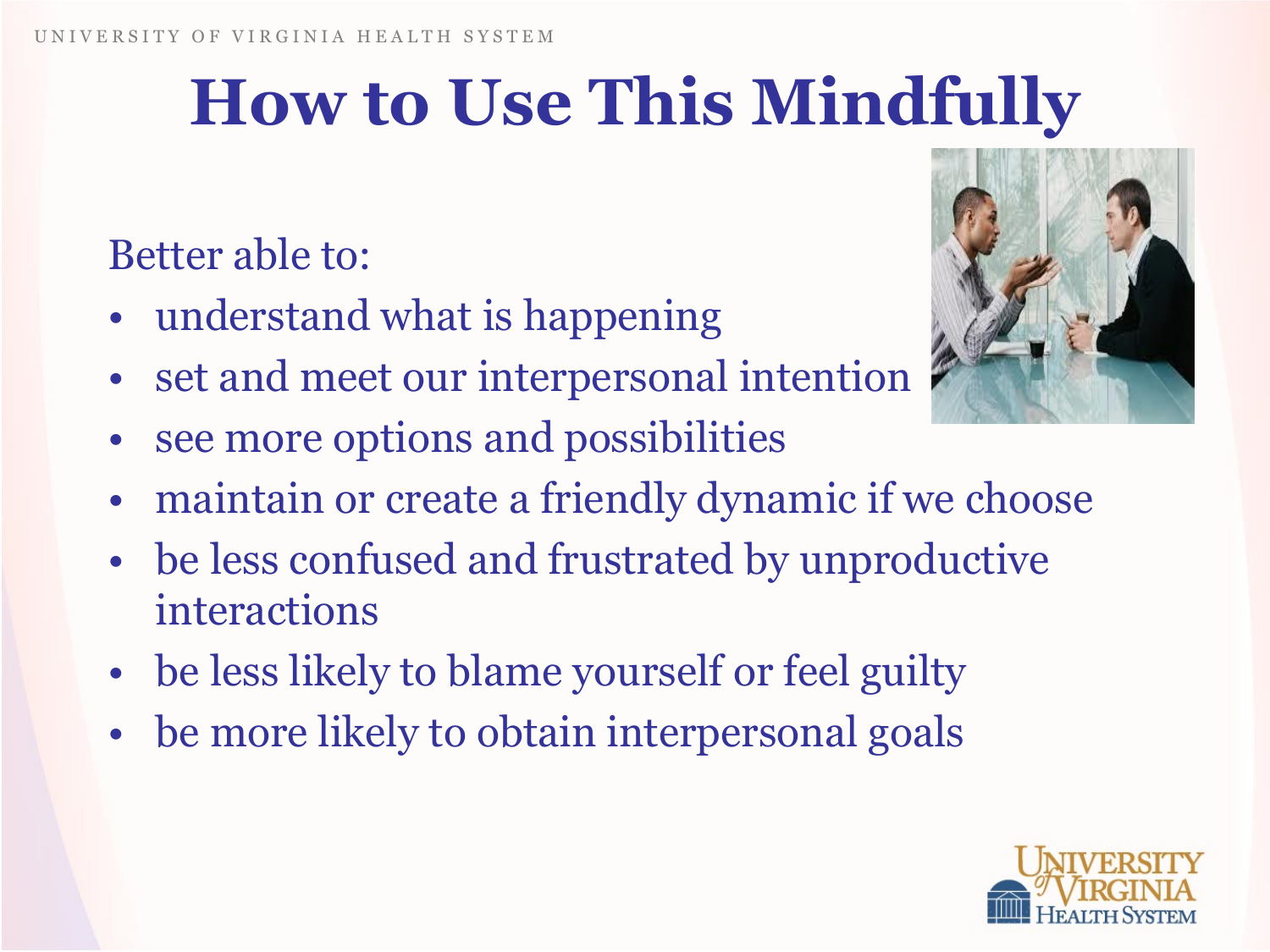# How to Use This Mindfully

Better able to:

- understand what is happening
- set and meet our interpersonal intention
- see more options and possibilities
- maintain or create a friendly dynamic if we choose
- be less confused and frustrated by unproductive interactions
- be less likely to blame yourself or feel guilty
- be more likely to obtain interpersonal goals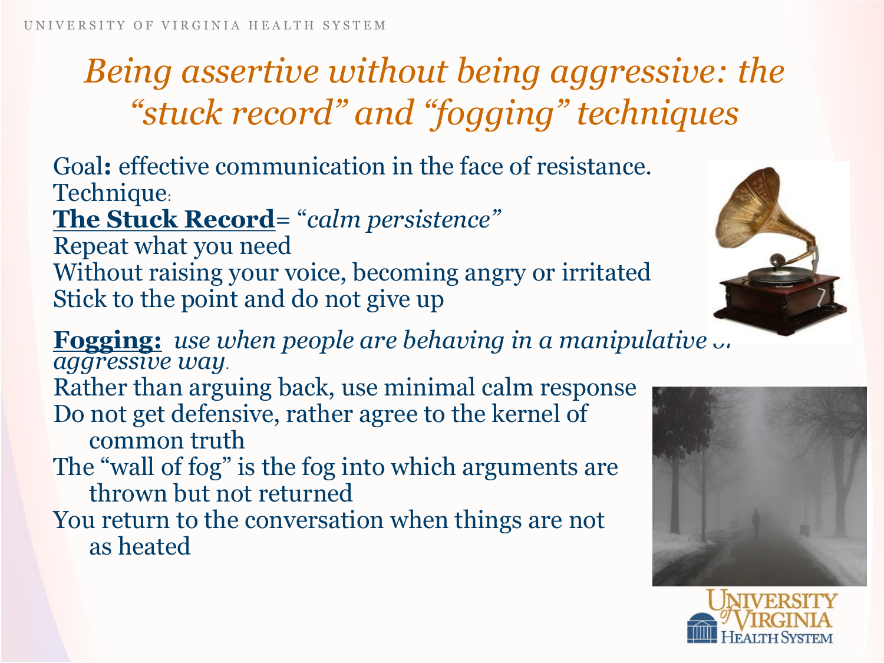# *Being assertive without being aggressive: the "stuck record" and "fogging" techniques*

Goal**:** effective communication in the face of resistance.

Technique:

**The Stuck Record**= "*calm persistence*"

Repeat what you need

Without raising your voice, becoming angry or irritated

Stick to the point and do not give up

**Fogging:** *use when people are behaving in a manipulative or aggressive way*.

Rather than arguing back, use minimal calm response

Do not get defensive, rather agree to the kernel of common truth

The "wall of fog" is the fog into which arguments are thrown but not returned

You return to the conversation when things are not as heated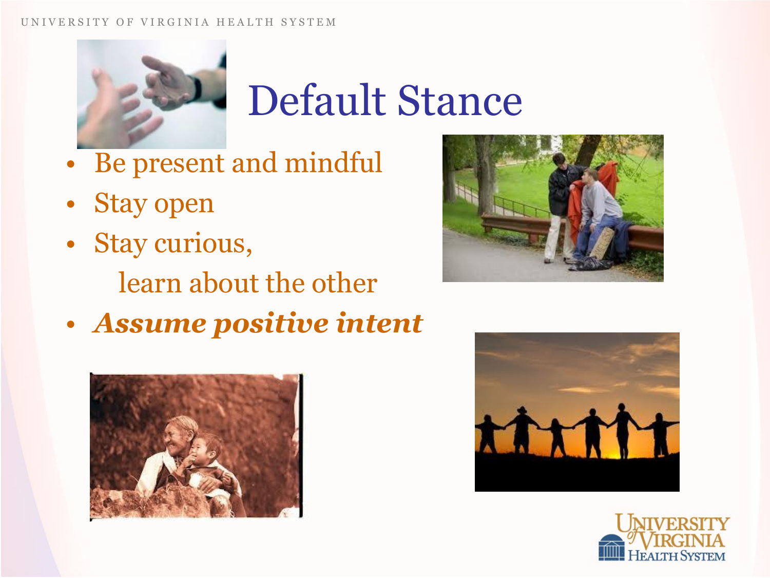# Default Stance

- Be present and mindful
- Stay open
- Stay curious,
  learn about the other
- ***Assume positive intent***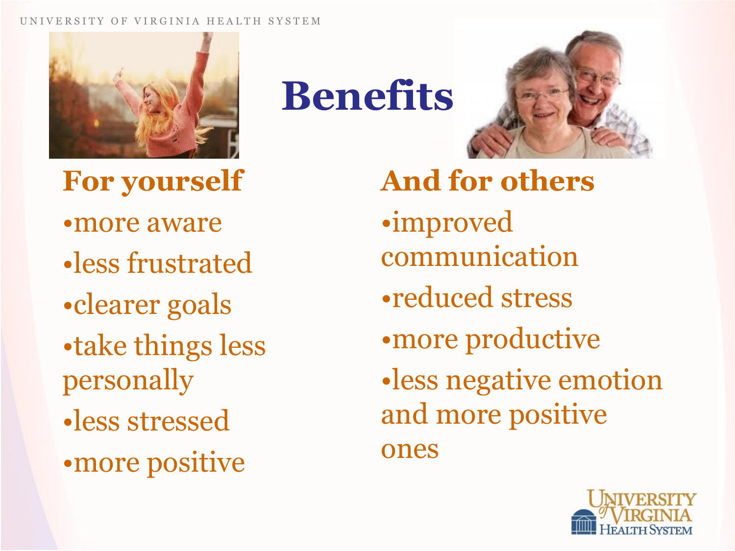# Benefits

## For yourself

- more aware
- less frustrated
- clearer goals
- take things less personally
- less stressed
- more positive

## And for others

- improved communication
- reduced stress
- more productive
- less negative emotion and more positive ones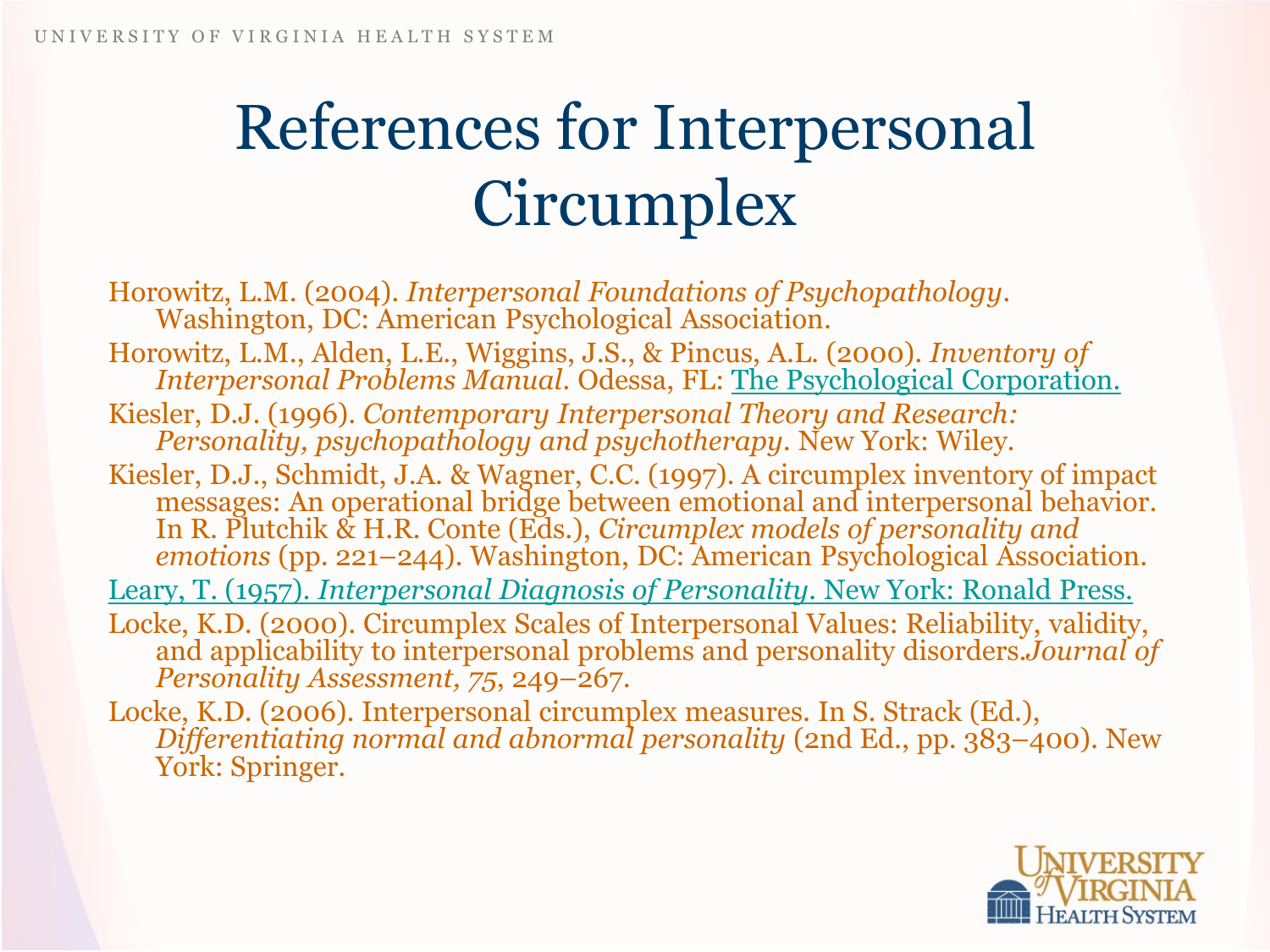# References for Interpersonal Circumplex

Horowitz, L.M. (2004). *Interpersonal Foundations of Psychopathology*. Washington, DC: American Psychological Association.

Horowitz, L.M., Alden, L.E., Wiggins, J.S., & Pincus, A.L. (2000). *Inventory of Interpersonal Problems Manual*. Odessa, FL: The Psychological Corporation.

Kiesler, D.J. (1996). *Contemporary Interpersonal Theory and Research: Personality, psychopathology and psychotherapy*. New York: Wiley.

Kiesler, D.J., Schmidt, J.A. & Wagner, C.C. (1997). A circumplex inventory of impact messages: An operational bridge between emotional and interpersonal behavior. In R. Plutchik & H.R. Conte (Eds.), *Circumplex models of personality and emotions* (pp. 221–244). Washington, DC: American Psychological Association.

Leary, T. (1957). *Interpersonal Diagnosis of Personality*. New York: Ronald Press.

Locke, K.D. (2000). Circumplex Scales of Interpersonal Values: Reliability, validity, and applicability to interpersonal problems and personality disorders.*Journal of Personality Assessment, 75*, 249–267.

Locke, K.D. (2006). Interpersonal circumplex measures. In S. Strack (Ed.), *Differentiating normal and abnormal personality* (2nd Ed., pp. 383–400). New York: Springer.